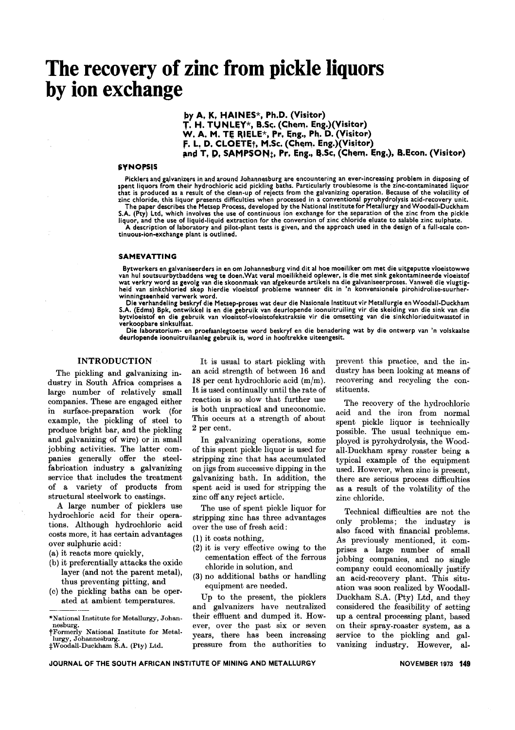# The recovery of zinc from pickle liquors by ion exchange

by A. K. HAINES*, Ph.D. (Visitor)
T. H. TUNLEY*, B.Sc. (Chem. Eng.)(Visitor)
W. A. M. TE RIELE*, Pr. Eng., Ph. D. (Visitor)
F. L. D. CLOETE†, M.Sc. (Chem. Eng.)(Visitor)
and T. D. SAMPSON‡, Pr. Eng., B.Sc, (Chem. Eng.), B.Econ. (Visitor)

### SYNOPSIS

Picklers and galvanizers in and around Johannesburg are encountering an ever-increasing problem in disposing of spent liquors from their hydrochloric acid pickling baths. Particularly troublesome is the zinc-contaminated liquor that is produced as a result of the clean-up of rejects from the galvanizing operation. Because of the volatility of zinc chloride, this liquor presents difficulties when processed in a conventional pyrohydrolysis acid-recovery unit.

The paper describes the Metsep Process, developed by the National Institute for Metallurgy and Woodall-Duckham S.A. (Pty) Ltd, which involves the use of continuous ion exchange for the separation of the zinc from the pickle liquor, and the use of liquid-liquid extraction for the conversion of zinc chloride eluate to salable zinc sulphate.

A description of laboratory and pilot-plant tests is given, and the approach used in the design of a full-scale continuous-ion-exchange plant is outlined.

### SAMEVATTING

Bytwerkers en galvaniseerders in en om Johannesburg vind dit al hoe moeiliker om met die uitgeputte vloeistowwe van hul soutsuurbytbaddens weg te doen. Wat veral moeilikheid oplewer, is die met sink gekontamineerde vloeistof wat verkry word as gevolg van die skoonmaak van afgekeurde artikels na die galvaniseerproses. Vanweë die vlugtigheid van sinkchloried skep hierdie vloeistof probleme wanneer dit in 'n konvensionele pirohidrolise-suurherwinningseenheid verwerk word.

Die verhandeling beskryf die Metsep-proses wat deur die Nasionale Instituut vir Metallurgie en Woodall-Duckham S.A. (Edms) Bpk, ontwikkel is en die gebruik van deurlopende ioonuitruiling vir die skeiding van die sink van die bytvloeistof en die gebruik van vloeistof-vloeistofekstraksie vir die omsetting van die sinkchlorieduitwasstof in verkoopbare sinksulfaat.

Die laboratorium- en proefaanlegtoetse word beskryf en die benadering wat by die ontwerp van 'n volskaalse deurlopende ioonuitruilaanleg gebruik is, word in hooftrekke uiteengesit.

## INTRODUCTION

The pickling and galvanizing industry in South Africa comprises a large number of relatively small companies. These are engaged either in surface-preparation work (for example, the pickling of steel to produce bright bar, and the pickling and galvanizing of wire) or in small jobbing activities. The latter companies generally offer the steel-fabrication industry a galvanizing service that includes the treatment of a variety of products from structural steelwork to castings.

A large number of picklers use hydrochloric acid for their operations. Although hydrochloric acid costs more, it has certain advantages over sulphuric acid:

(a) it reacts more quickly,
(b) it preferentially attacks the oxide layer (and not the parent metal), thus preventing pitting, and
(c) the pickling baths can be operated at ambient temperatures.

It is usual to start pickling with an acid strength of between 16 and 18 per cent hydrochloric acid (m/m). It is used continually until the rate of reaction is so slow that further use is both unpractical and uneconomic. This occurs at a strength of about 2 per cent.

In galvanizing operations, some of this spent pickle liquor is used for stripping zinc that has accumulated on jigs from successive dipping in the galvanizing bath. In addition, the spent acid is used for stripping the zinc off any reject article.

The use of spent pickle liquor for stripping zinc has three advantages over the use of fresh acid:

(1) it costs nothing,
(2) it is very effective owing to the cementation effect of the ferrous chloride in solution, and
(3) no additional baths or handling equipment are needed.

Up to the present, the picklers and galvanizers have neutralized their effluent and dumped it. However, over the past six or seven years, there has been increasing pressure from the authorities to prevent this practice, and the industry has been looking at means of recovering and recycling the constituents.

The recovery of the hydrochloric acid and the iron from normal spent pickle liquor is technically possible. The usual technique employed is pyrohydrolysis, the Woodall-Duckham spray roaster being a typical example of the equipment used. However, when zinc is present, there are serious process difficulties as a result of the volatility of the zinc chloride.

Technical difficulties are not the only problems; the industry is also faced with financial problems. As previously mentioned, it comprises a large number of small jobbing companies, and no single company could economically justify an acid-recovery plant. This situation was soon realized by Woodall-Duckham S.A. (Pty) Ltd, and they considered the feasibility of setting up a central processing plant, based on their spray-roaster system, as a service to the pickling and galvanizing industry. However, al-

---

*National Institute for Metallurgy, Johannesburg.
†Formerly National Institute for Metallurgy, Johannesburg.
‡Woodall-Duckham S.A. (Pty) Ltd.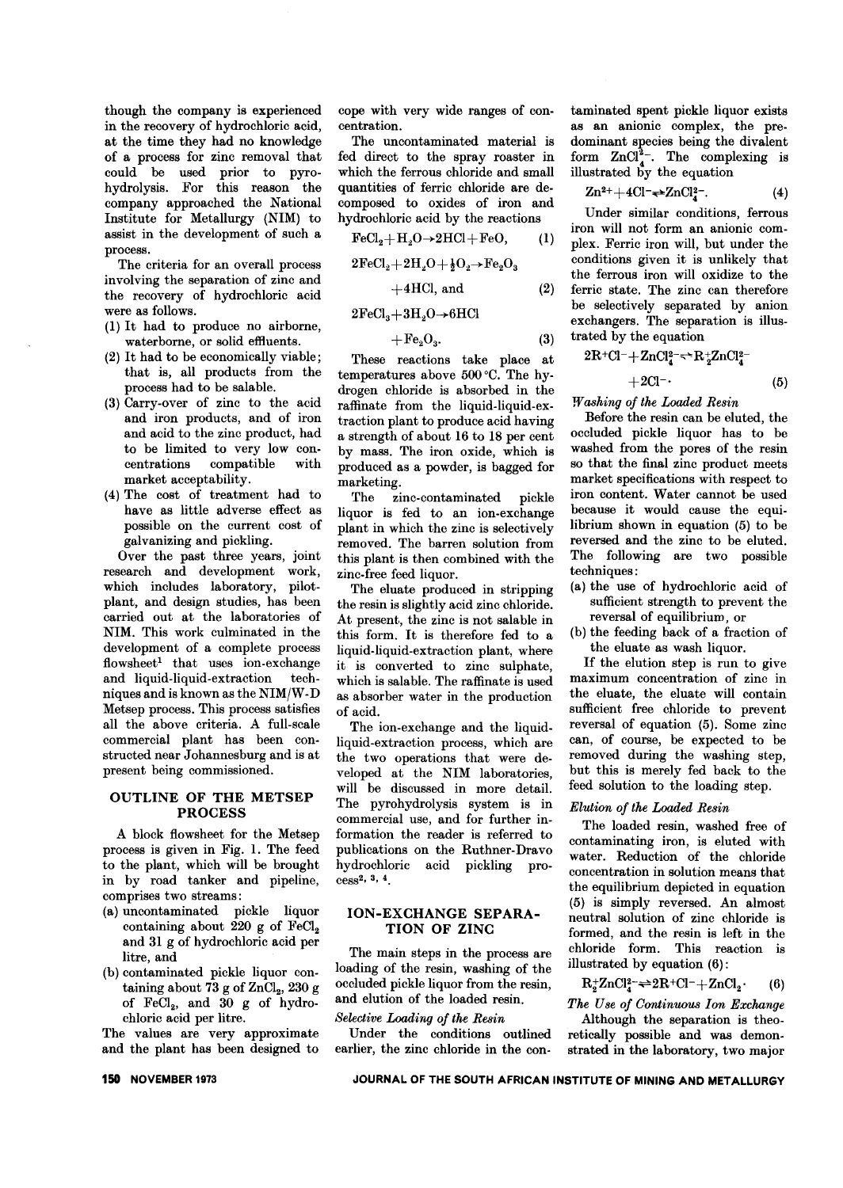though the company is experienced in the recovery of hydrochloric acid, at the time they had no knowledge of a process for zinc removal that could be used prior to pyrohydrolysis. For this reason the company approached the National Institute for Metallurgy (NIM) to assist in the development of such a process.

The criteria for an overall process involving the separation of zinc and the recovery of hydrochloric acid were as follows.

(1) It had to produce no airborne, waterborne, or solid effluents.
(2) It had to be economically viable; that is, all products from the process had to be salable.
(3) Carry-over of zinc to the acid and iron products, and of iron and acid to the zinc product, had to be limited to very low concentrations compatible with market acceptability.
(4) The cost of treatment had to have as little adverse effect as possible on the current cost of galvanizing and pickling.

Over the past three years, joint research and development work, which includes laboratory, pilot-plant, and design studies, has been carried out at the laboratories of NIM. This work culminated in the development of a complete process flowsheet[1] that uses ion-exchange and liquid-liquid-extraction techniques and is known as the NIM/W-D Metsep process. This process satisfies all the above criteria. A full-scale commercial plant has been constructed near Johannesburg and is at present being commissioned.

## OUTLINE OF THE METSEP PROCESS

A block flowsheet for the Metsep process is given in Fig. 1. The feed to the plant, which will be brought in by road tanker and pipeline, comprises two streams:

(a) uncontaminated pickle liquor containing about 220 g of $FeCl_2$ and 31 g of hydrochloric acid per litre, and
(b) contaminated pickle liquor containing about 73 g of $ZnCl_2$, 230 g of $FeCl_2$, and 30 g of hydrochloric acid per litre.

The values are very approximate and the plant has been designed to cope with very wide ranges of concentration.

The uncontaminated material is fed direct to the spray roaster in which the ferrous chloride and small quantities of ferric chloride are decomposed to oxides of iron and hydrochloric acid by the reactions

$$FeCl_2 + H_2O \rightarrow 2HCl + FeO, \quad (1)$$

$$2FeCl_2 + 2H_2O + \tfrac{1}{2}O_2 \rightarrow Fe_2O_3 + 4HCl, \text{ and} \quad (2)$$

$$2FeCl_3 + 3H_2O \rightarrow 6HCl + Fe_2O_3. \quad (3)$$

These reactions take place at temperatures above 500 °C. The hydrogen chloride is absorbed in the raffinate from the liquid-liquid-extraction plant to produce acid having a strength of about 16 to 18 per cent by mass. The iron oxide, which is produced as a powder, is bagged for marketing.

The zinc-contaminated pickle liquor is fed to an ion-exchange plant in which the zinc is selectively removed. The barren solution from this plant is then combined with the zinc-free feed liquor.

The eluate produced in stripping the resin is slightly acid zinc chloride. At present, the zinc is not salable in this form. It is therefore fed to a liquid-liquid-extraction plant, where it is converted to zinc sulphate, which is salable. The raffinate is used as absorber water in the production of acid.

The ion-exchange and the liquid-liquid-extraction process, which are the two operations that were developed at the NIM laboratories, will be discussed in more detail. The pyrohydrolysis system is in commercial use, and for further information the reader is referred to publications on the Ruthner-Dravo hydrochloric acid pickling process[2, 3, 4].

## ION-EXCHANGE SEPARATION OF ZINC

The main steps in the process are loading of the resin, washing of the occluded pickle liquor from the resin, and elution of the loaded resin.

### *Selective Loading of the Resin*

Under the conditions outlined earlier, the zinc chloride in the contaminated spent pickle liquor exists as an anionic complex, the predominant species being the divalent form $ZnCl_4^{2-}$. The complexing is illustrated by the equation

$$Zn^{2+} + 4Cl^- \rightleftharpoons ZnCl_4^{2-}. \quad (4)$$

Under similar conditions, ferrous iron will not form an anionic complex. Ferric iron will, but under the conditions given it is unlikely that the ferrous iron will oxidize to the ferric state. The zinc can therefore be selectively separated by anion exchangers. The separation is illustrated by the equation

$$2R^+Cl^- + ZnCl_4^{2-} \rightleftharpoons R_2^+ZnCl_4^{2-} + 2Cl^-. \quad (5)$$

### *Washing of the Loaded Resin*

Before the resin can be eluted, the occluded pickle liquor has to be washed from the pores of the resin so that the final zinc product meets market specifications with respect to iron content. Water cannot be used because it would cause the equilibrium shown in equation (5) to be reversed and the zinc to be eluted. The following are two possible techniques:

(a) the use of hydrochloric acid of sufficient strength to prevent the reversal of equilibrium, or
(b) the feeding back of a fraction of the eluate as wash liquor.

If the elution step is run to give maximum concentration of zinc in the eluate, the eluate will contain sufficient free chloride to prevent reversal of equation (5). Some zinc can, of course, be expected to be removed during the washing step, but this is merely fed back to the feed solution to the loading step.

### *Elution of the Loaded Resin*

The loaded resin, washed free of contaminating iron, is eluted with water. Reduction of the chloride concentration in solution means that the equilibrium depicted in equation (5) is simply reversed. An almost neutral solution of zinc chloride is formed, and the resin is left in the chloride form. This reaction is illustrated by equation (6):

$$R_2^+ZnCl_4^{2-} \rightleftharpoons 2R^+Cl^- + ZnCl_2. \quad (6)$$

### *The Use of Continuous Ion Exchange*

Although the separation is theoretically possible and was demonstrated in the laboratory, two major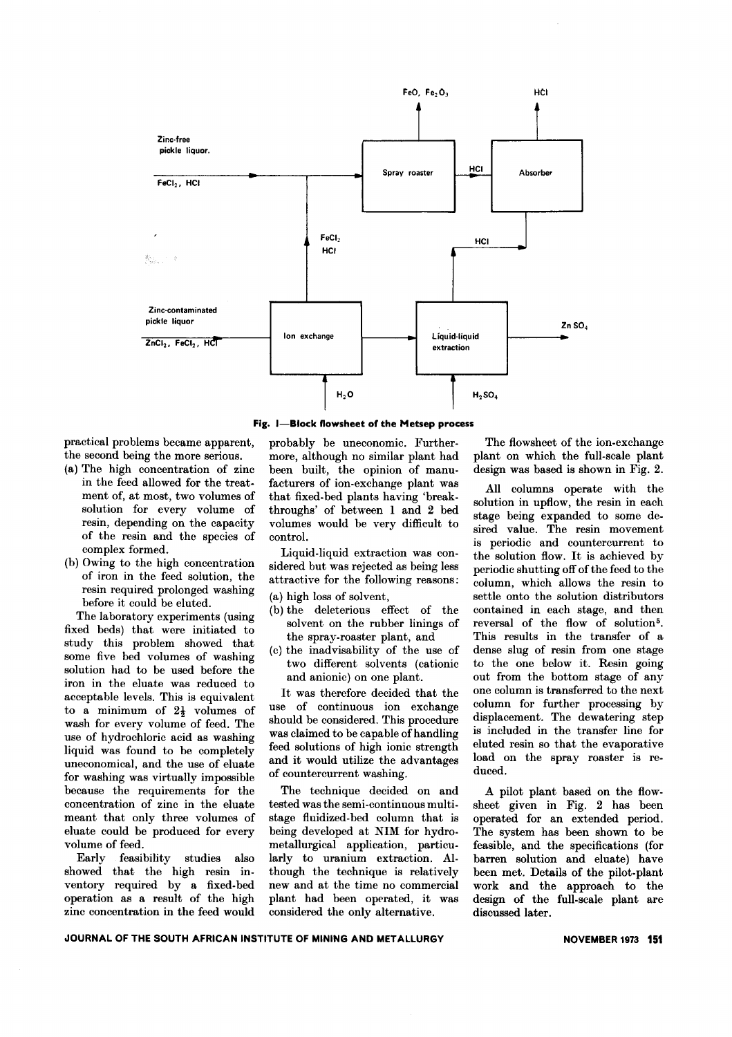Fig. 1—Block flowsheet of the Metsep process

practical problems became apparent, the second being the more serious.

(a) The high concentration of zinc in the feed allowed for the treatment of, at most, two volumes of solution for every volume of resin, depending on the capacity of the resin and the species of complex formed.
(b) Owing to the high concentration of iron in the feed solution, the resin required prolonged washing before it could be eluted.

The laboratory experiments (using fixed beds) that were initiated to study this problem showed that some five bed volumes of washing solution had to be used before the iron in the eluate was reduced to acceptable levels. This is equivalent to a minimum of 2½ volumes of wash for every volume of feed. The use of hydrochloric acid as washing liquid was found to be completely uneconomical, and the use of eluate for washing was virtually impossible because the requirements for the concentration of zinc in the eluate meant that only three volumes of eluate could be produced for every volume of feed.

Early feasibility studies also showed that the high resin inventory required by a fixed-bed operation as a result of the high zinc concentration in the feed would probably be uneconomic. Furthermore, although no similar plant had been built, the opinion of manufacturers of ion-exchange plant was that fixed-bed plants having 'breakthroughs' of between 1 and 2 bed volumes would be very difficult to control.

Liquid-liquid extraction was considered but was rejected as being less attractive for the following reasons:

(a) high loss of solvent,
(b) the deleterious effect of the solvent on the rubber linings of the spray-roaster plant, and
(c) the inadvisability of the use of two different solvents (cationic and anionic) on one plant.

It was therefore decided that the use of continuous ion exchange should be considered. This procedure was claimed to be capable of handling feed solutions of high ionic strength and it would utilize the advantages of countercurrent washing.

The technique decided on and tested was the semi-continuous multistage fluidized-bed column that is being developed at NIM for hydrometallurgical application, particularly to uranium extraction. Although the technique is relatively new and at the time no commercial plant had been operated, it was considered the only alternative.

The flowsheet of the ion-exchange plant on which the full-scale plant design was based is shown in Fig. 2.

All columns operate with the solution in upflow, the resin in each stage being expanded to some desired value. The resin movement is periodic and countercurrent to the solution flow. It is achieved by periodic shutting off of the feed to the column, which allows the resin to settle onto the solution distributors contained in each stage, and then reversal of the flow of solution[5]. This results in the transfer of a dense slug of resin from one stage to the one below it. Resin going out from the bottom stage of any one column is transferred to the next column for further processing by displacement. The dewatering step is included in the transfer line for eluted resin so that the evaporative load on the spray roaster is reduced.

A pilot plant based on the flowsheet given in Fig. 2 has been operated for an extended period. The system has been shown to be feasible, and the specifications (for barren solution and eluate) have been met. Details of the pilot-plant work and the approach to the design of the full-scale plant are discussed later.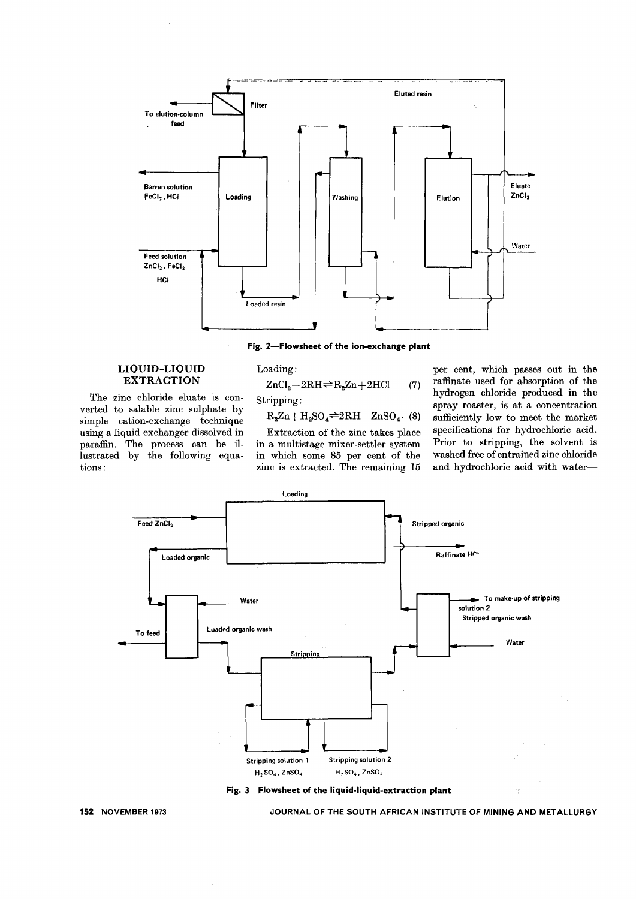Fig. 2—Flowsheet of the ion-exchange plant

## LIQUID-LIQUID EXTRACTION

The zinc chloride eluate is converted to salable zinc sulphate by simple cation-exchange technique using a liquid exchanger dissolved in paraffin. The process can be illustrated by the following equations:

Loading:

$$ZnCl_2 + 2RH \rightleftharpoons R_2Zn + 2HCl \quad (7)$$

Stripping:

$$R_2Zn + H_2SO_4 \rightleftharpoons 2RH + ZnSO_4. \quad (8)$$

Extraction of the zinc takes place in a multistage mixer-settler system in which some 85 per cent of the zinc is extracted. The remaining 15 per cent, which passes out in the raffinate used for absorption of the hydrogen chloride produced in the spray roaster, is at a concentration sufficiently low to meet the market specifications for hydrochloric acid. Prior to stripping, the solvent is washed free of entrained zinc chloride and hydrochloric acid with water—

Fig. 3—Flowsheet of the liquid-liquid-extraction plant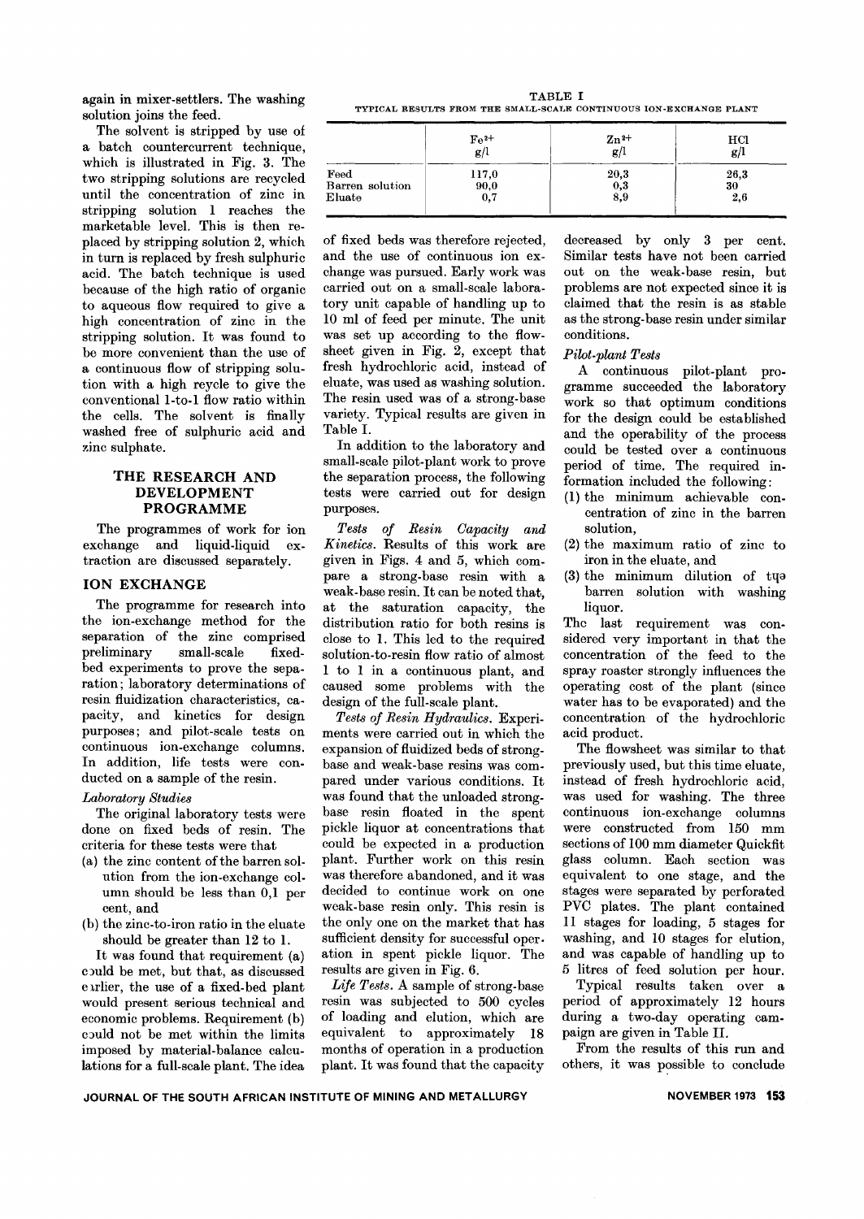again in mixer-settlers. The washing solution joins the feed.

The solvent is stripped by use of a batch countercurrent technique, which is illustrated in Fig. 3. The two stripping solutions are recycled until the concentration of zinc in stripping solution 1 reaches the marketable level. This is then replaced by stripping solution 2, which in turn is replaced by fresh sulphuric acid. The batch technique is used because of the high ratio of organic to aqueous flow required to give a high concentration of zinc in the stripping solution. It was found to be more convenient than the use of a continuous flow of stripping solution with a high recycle to give the conventional 1-to-1 flow ratio within the cells. The solvent is finally washed free of sulphuric acid and zinc sulphate.

## THE RESEARCH AND DEVELOPMENT PROGRAMME

The programmes of work for ion exchange and liquid-liquid extraction are discussed separately.

### ION EXCHANGE

The programme for research into the ion-exchange method for the separation of the zinc comprised preliminary small-scale fixed-bed experiments to prove the separation; laboratory determinations of resin fluidization characteristics, capacity, and kinetics for design purposes; and pilot-scale tests on continuous ion-exchange columns. In addition, life tests were conducted on a sample of the resin.

*Laboratory Studies*

The original laboratory tests were done on fixed beds of resin. The criteria for these tests were that

(a) the zinc content of the barren solution from the ion-exchange column should be less than 0,1 per cent, and
(b) the zinc-to-iron ratio in the eluate should be greater than 12 to 1.

It was found that requirement (a) could be met, but that, as discussed earlier, the use of a fixed-bed plant would present serious technical and economic problems. Requirement (b) could not be met within the limits imposed by material-balance calculations for a full-scale plant. The idea of fixed beds was therefore rejected, and the use of continuous ion exchange was pursued. Early work was carried out on a small-scale laboratory unit capable of handling up to 10 ml of feed per minute. The unit was set up according to the flowsheet given in Fig. 2, except that fresh hydrochloric acid, instead of eluate, was used as washing solution. The resin used was of a strong-base variety. Typical results are given in Table I.

TABLE I
TYPICAL RESULTS FROM THE SMALL-SCALE CONTINUOUS ION-EXCHANGE PLANT

| | $Fe^{2+}$ g/l | $Zn^{2+}$ g/l | HCl g/l |
|---|---|---|---|
| Feed | 117,0 | 20,3 | 26,3 |
| Barren solution | 90,0 | 0,3 | 30 |
| Eluate | 0,7 | 8,9 | 2,6 |

In addition to the laboratory and small-scale pilot-plant work to prove the separation process, the following tests were carried out for design purposes.

*Tests of Resin Capacity and Kinetics.* Results of this work are given in Figs. 4 and 5, which compare a strong-base resin with a weak-base resin. It can be noted that, at the saturation capacity, the distribution ratio for both resins is close to 1. This led to the required solution-to-resin flow ratio of almost 1 to 1 in a continuous plant, and caused some problems with the design of the full-scale plant.

*Tests of Resin Hydraulics.* Experiments were carried out in which the expansion of fluidized beds of strong-base and weak-base resins was compared under various conditions. It was found that the unloaded strong-base resin floated in the spent pickle liquor at concentrations that could be expected in a production plant. Further work on this resin was therefore abandoned, and it was decided to continue work on one weak-base resin only. This resin is the only one on the market that has sufficient density for successful operation in spent pickle liquor. The results are given in Fig. 6.

*Life Tests.* A sample of strong-base resin was subjected to 500 cycles of loading and elution, which are equivalent to approximately 18 months of operation in a production plant. It was found that the capacity decreased by only 3 per cent. Similar tests have not been carried out on the weak-base resin, but problems are not expected since it is claimed that the resin is as stable as the strong-base resin under similar conditions.

*Pilot-plant Tests*

A continuous pilot-plant programme succeeded the laboratory work so that optimum conditions for the design could be established and the operability of the process could be tested over a continuous period of time. The required information included the following:

(1) the minimum achievable concentration of zinc in the barren solution,
(2) the maximum ratio of zinc to iron in the eluate, and
(3) the minimum dilution of the barren solution with washing liquor.

The last requirement was considered very important in that the concentration of the feed to the spray roaster strongly influences the operating cost of the plant (since water has to be evaporated) and the concentration of the hydrochloric acid product.

The flowsheet was similar to that previously used, but this time eluate, instead of fresh hydrochloric acid, was used for washing. The three continuous ion-exchange columns were constructed from 150 mm sections of 100 mm diameter Quickfit glass column. Each section was equivalent to one stage, and the stages were separated by perforated PVC plates. The plant contained 11 stages for loading, 5 stages for washing, and 10 stages for elution, and was capable of handling up to 5 litres of feed solution per hour.

Typical results taken over a period of approximately 12 hours during a two-day operating campaign are given in Table II.

From the results of this run and others, it was possible to conclude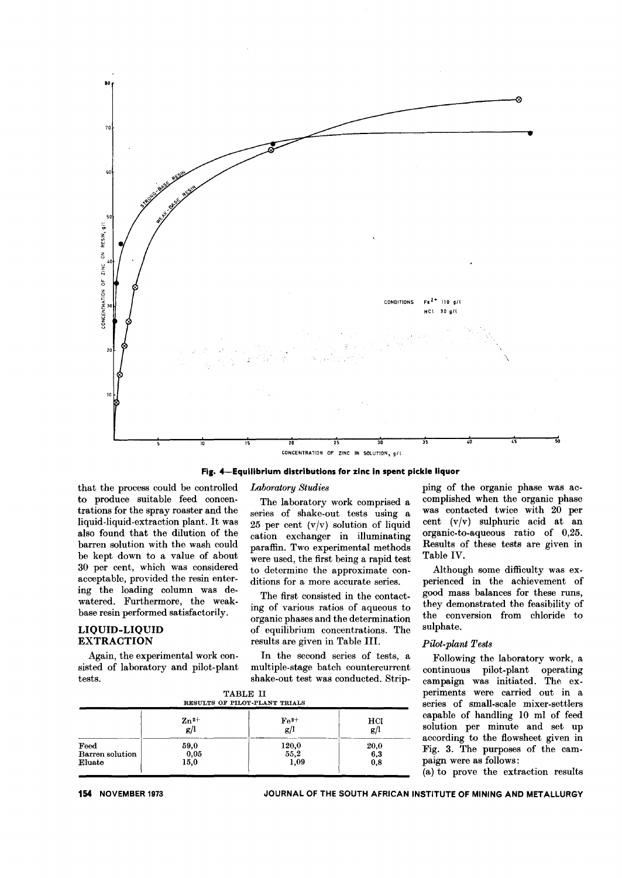Fig. 4—Equilibrium distributions for zinc in spent pickle liquor

that the process could be controlled to produce suitable feed concentrations for the spray roaster and the liquid-liquid-extraction plant. It was also found that the dilution of the barren solution with the wash could be kept down to a value of about 30 per cent, which was considered acceptable, provided the resin entering the loading column was dewatered. Furthermore, the weak-base resin performed satisfactorily.

## LIQUID-LIQUID EXTRACTION

Again, the experimental work consisted of laboratory and pilot-plant tests.

### *Laboratory Studies*

The laboratory work comprised a series of shake-out tests using a 25 per cent (v/v) solution of liquid cation exchanger in illuminating paraffin. Two experimental methods were used, the first being a rapid test to determine the approximate conditions for a more accurate series.

The first consisted in the contacting of various ratios of aqueous to organic phases and the determination of equilibrium concentrations. The results are given in Table III.

In the second series of tests, a multiple-stage batch countercurrent shake-out test was conducted. Stripping of the organic phase was accomplished when the organic phase was contacted twice with 20 per cent (v/v) sulphuric acid at an organic-to-aqueous ratio of 0,25. Results of these tests are given in Table IV.

Although some difficulty was experienced in the achievement of good mass balances for these runs, they demonstrated the feasibility of the conversion from chloride to sulphate.

### *Pilot-plant Tests*

Following the laboratory work, a continuous pilot-plant operating campaign was initiated. The experiments were carried out in a series of small-scale mixer-settlers capable of handling 10 ml of feed solution per minute and set up according to the flowsheet given in Fig. 3. The purposes of the campaign were as follows:

(a) to prove the extraction results

TABLE II
RESULTS OF PILOT-PLANT TRIALS

| | $Zn^{2+}$ g/l | $Fe^{2+}$ g/l | HCl g/l |
|---|---|---|---|
| Feed | 59,0 | 120,0 | 20,0 |
| Barren solution | 0,05 | 55,2 | 6,3 |
| Eluate | 15,0 | 1,09 | 0,8 |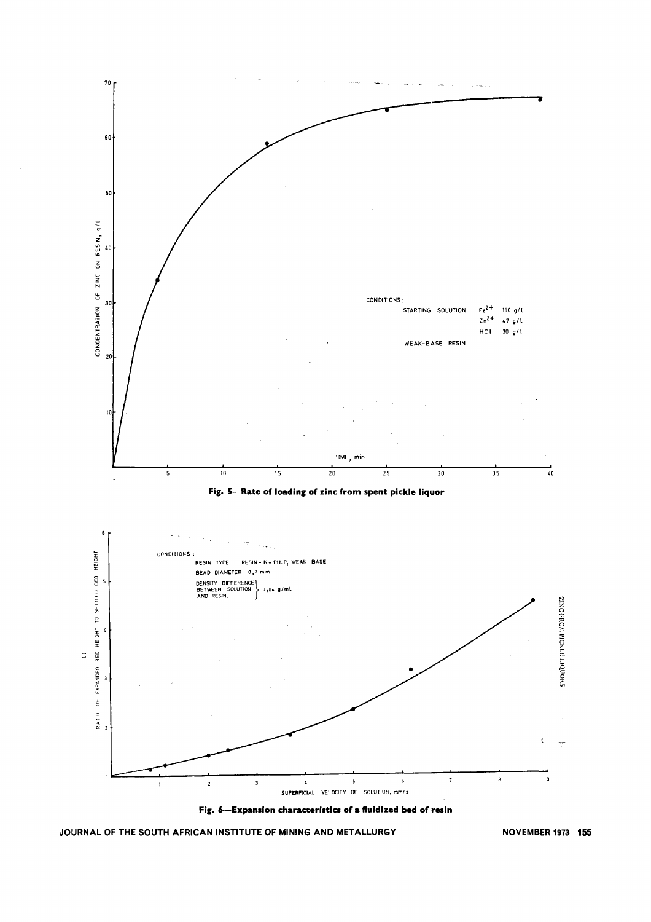CONDITIONS:

STARTING SOLUTION $Fe^{2+}$ 110 g/l
$Zn^{2+}$ 47 g/l
HCl 30 g/l

WEAK-BASE RESIN

**Fig. 5—Rate of loading of zinc from spent pickle liquor**

CONDITIONS:

RESIN TYPE RESIN-IN-PULP, WEAK BASE

BEAD DIAMETER 0,7 mm

DENSITY DIFFERENCE BETWEEN SOLUTION AND RESIN. 0,04 g/mL

**Fig. 6—Expansion characteristics of a fluidized bed of resin**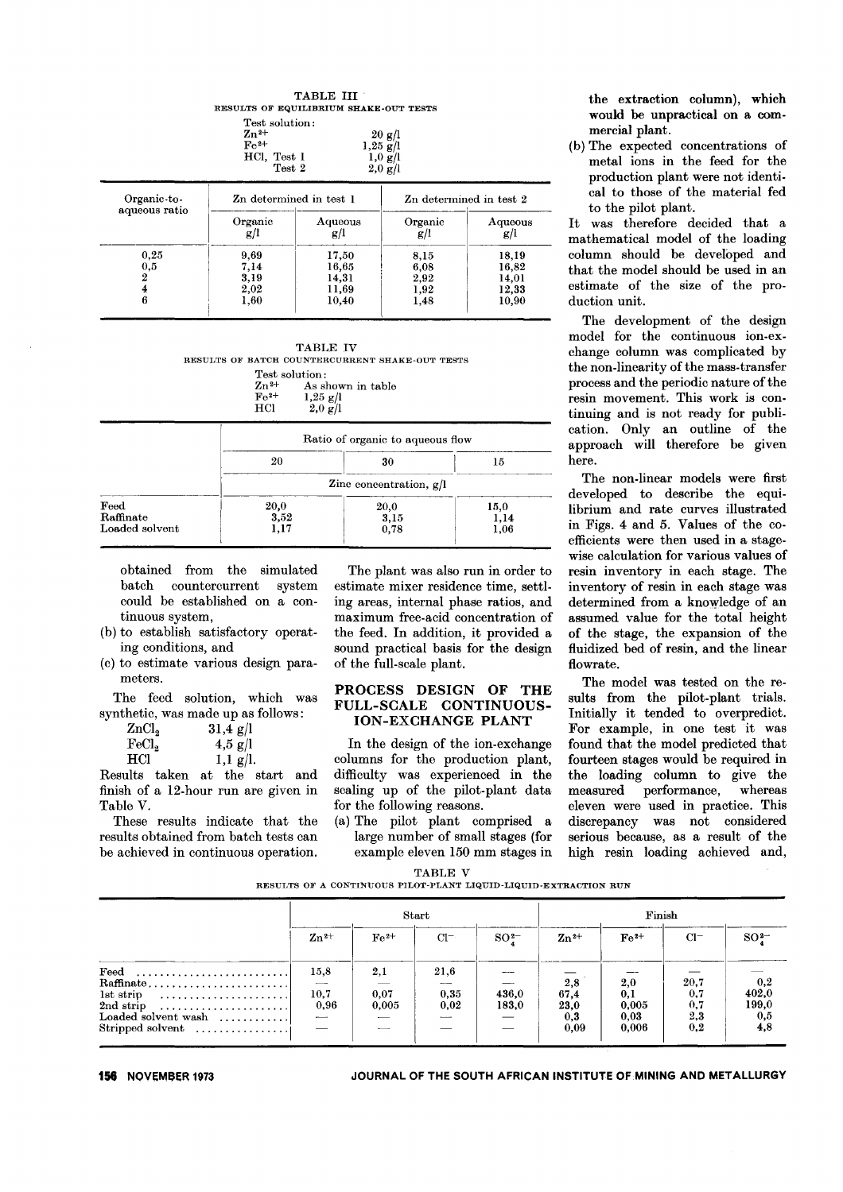TABLE III

RESULTS OF EQUILIBRIUM SHAKE-OUT TESTS

Test solution:

| | |
|---|---|
| $Zn^{2+}$ | 20 g/l |
| $Fe^{2+}$ | 1,25 g/l |
| HCl, Test 1 | 1,0 g/l |
| Test 2 | 2,0 g/l |

| Organic-to-aqueous ratio | Zn determined in test 1 | | Zn determined in test 2 | |
|---|---|---|---|---|
| | Organic g/l | Aqueous g/l | Organic g/l | Aqueous g/l |
| 0,25 | 9,69 | 17,50 | 8,15 | 18,19 |
| 0,5 | 7,14 | 16,65 | 6,08 | 16,82 |
| 2 | 3,19 | 14,31 | 2,92 | 14,01 |
| 4 | 2,02 | 11,69 | 1,92 | 12,33 |
| 6 | 1,60 | 10,40 | 1,48 | 10,90 |

TABLE IV

RESULTS OF BATCH COUNTERCURRENT SHAKE-OUT TESTS

Test solution:

| | |
|---|---|
| $Zn^{2+}$ | As shown in table |
| $Fe^{2+}$ | 1,25 g/l |
| HCl | 2,0 g/l |

| | Ratio of organic to aqueous flow | | |
|---|---|---|---|
| | 20 | 30 | 15 |
| | Zinc concentration, g/l | | |
| Feed | 20,0 | 20,0 | 15,0 |
| Raffinate | 3,52 | 3,15 | 1,14 |
| Loaded solvent | 1,17 | 0,78 | 1,06 |

obtained from the simulated batch countercurrent system could be established on a continuous system,

(b) to establish satisfactory operating conditions, and

(c) to estimate various design parameters.

The feed solution, which was synthetic, was made up as follows:

| | |
|---|---|
| $ZnCl_2$ | 31,4 g/l |
| $FeCl_2$ | 4,5 g/l |
| HCl | 1,1 g/l. |

Results taken at the start and finish of a 12-hour run are given in Table V.

These results indicate that the results obtained from batch tests can be achieved in continuous operation.

The plant was also run in order to estimate mixer residence time, settling areas, internal phase ratios, and maximum free-acid concentration of the feed. In addition, it provided a sound practical basis for the design of the full-scale plant.

## PROCESS DESIGN OF THE FULL-SCALE CONTINUOUS-ION-EXCHANGE PLANT

In the design of the ion-exchange columns for the production plant, difficulty was experienced in the scaling up of the pilot-plant data for the following reasons.

(a) The pilot plant comprised a large number of small stages (for example eleven 150 mm stages in the extraction column), which would be unpractical on a commercial plant.

(b) The expected concentrations of metal ions in the feed for the production plant were not identical to those of the material fed to the pilot plant.

It was therefore decided that a mathematical model of the loading column should be developed and that the model should be used in an estimate of the size of the production unit.

The development of the design model for the continuous ion-exchange column was complicated by the non-linearity of the mass-transfer process and the periodic nature of the resin movement. This work is continuing and is not ready for publication. Only an outline of the approach will therefore be given here.

The non-linear models were first developed to describe the equilibrium and rate curves illustrated in Figs. 4 and 5. Values of the coefficients were then used in a stagewise calculation for various values of resin inventory in each stage. The inventory of resin in each stage was determined from a knowledge of an assumed value for the total height of the stage, the expansion of the fluidized bed of resin, and the linear flowrate.

The model was tested on the results from the pilot-plant trials. Initially it tended to overpredict. For example, in one test it was found that the model predicted that fourteen stages would be required in the loading column to give the measured performance, whereas eleven were used in practice. This discrepancy was not considered serious because, as a result of the high resin loading achieved and,

TABLE V

RESULTS OF A CONTINUOUS PILOT-PLANT LIQUID-LIQUID-EXTRACTION RUN

| | Start | | | | Finish | | | |
|---|---|---|---|---|---|---|---|---|
| | $Zn^{2+}$ | $Fe^{2+}$ | $Cl^-$ | $SO_4^{2-}$ | $Zn^{2+}$ | $Fe^{2+}$ | $Cl^-$ | $SO_4^{2-}$ |
| Feed | 15,8 | 2,1 | 21,6 | — | — | — | — | — |
| Raffinate | — | — | — | — | 2,8 | 2,0 | 20,7 | 0,2 |
| 1st strip | 10,7 | 0,07 | 0,35 | 436,0 | 67,4 | 0,1 | 0,7 | 402,0 |
| 2nd strip | 0,96 | 0,005 | 0,02 | 183,0 | 23,0 | 0,005 | 0,7 | 199,0 |
| Loaded solvent wash | — | — | — | — | 0,3 | 0,03 | 2,3 | 0,5 |
| Stripped solvent | — | — | — | — | 0,09 | 0,006 | 0,2 | 4,8 |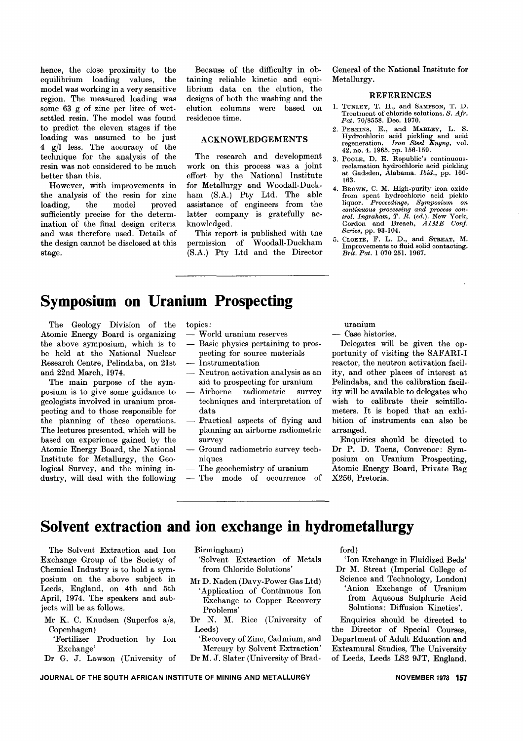hence, the close proximity to the equilibrium loading values, the model was working in a very sensitive region. The measured loading was some 63 g of zinc per litre of wet-settled resin. The model was found to predict the eleven stages if the loading was assumed to be just 4 g/l less. The accuracy of the technique for the analysis of the resin was not considered to be much better than this.

However, with improvements in the analysis of the resin for zinc loading, the model proved sufficiently precise for the determination of the final design criteria and was therefore used. Details of the design cannot be disclosed at this stage.

Because of the difficulty in obtaining reliable kinetic and equilibrium data on the elution, the designs of both the washing and the elution columns were based on residence time.

## ACKNOWLEDGEMENTS

The research and development work on this process was a joint effort by the National Institute for Metallurgy and Woodall-Duckham (S.A.) Pty Ltd. The able assistance of engineers from the latter company is gratefully acknowledged.

This report is published with the permission of Woodall-Duckham (S.A.) Pty Ltd and the Director General of the National Institute for Metallurgy.

## REFERENCES

1. Tunley, T. H., and Sampson, T. D. Treatment of chloride solutions. *S. Afr. Pat.* 70/8558. Dec. 1970.
2. Perkins, E., and Mabley, L. S. Hydrochloric acid pickling and acid regeneration. *Iron Steel Engng*, vol. 42, no. 4. 1965. pp. 156-159.
3. Poole, D. E. Republic's continuous-reclamation hydrochloric acid pickling at Gadsden, Alabama. *Ibid.*, pp. 160-163.
4. Brown, C. M. High-purity iron oxide from spent hydrochloric acid pickle liquor. *Proceedings, Symposium on continuous processing and process control. Ingraham, T. R. (ed.).* New York, Gordon and Breach, *AIME Conf. Series*, pp. 93-104.
5. Cloete, F. L. D., and Streat, M. Improvements to fluid solid contacting. *Brit. Pat.* 1 070 251. 1967.

# Symposium on Uranium Prospecting

The Geology Division of the Atomic Energy Board is organizing the above symposium, which is to be held at the National Nuclear Research Centre, Pelindaba, on 21st and 22nd March, 1974.

The main purpose of the symposium is to give some guidance to geologists involved in uranium prospecting and to those responsible for the planning of these operations. The lectures presented, which will be based on experience gained by the Atomic Energy Board, the National Institute for Metallurgy, the Geological Survey, and the mining industry, will deal with the following topics:

- World uranium reserves
- Basic physics pertaining to prospecting for source materials
- Instrumentation
- Neutron activation analysis as an aid to prospecting for uranium
- Airborne radiometric survey techniques and interpretation of data
- Practical aspects of flying and planning an airborne radiometric survey
- Ground radiometric survey techniques
- The geochemistry of uranium
- The mode of occurrence of uranium
- Case histories.

Delegates will be given the opportunity of visiting the SAFARI-I reactor, the neutron activation facility, and other places of interest at Pelindaba, and the calibration facility will be available to delegates who wish to calibrate their scintillometers. It is hoped that an exhibition of instruments can also be arranged.

Enquiries should be directed to Dr P. D. Toens, Convenor: Symposium on Uranium Prospecting, Atomic Energy Board, Private Bag X256, Pretoria.

# Solvent extraction and ion exchange in hydrometallurgy

The Solvent Extraction and Ion Exchange Group of the Society of Chemical Industry is to hold a symposium on the above subject in Leeds, England, on 4th and 5th April, 1974. The speakers and subjects will be as follows.

Mr K. C. Knudsen (Superfos a/s, Copenhagen)
'Fertilizer Production by Ion Exchange'

Dr G. J. Lawson (University of Birmingham)
'Solvent Extraction of Metals from Chloride Solutions'

Mr D. Naden (Davy-Power Gas Ltd)
'Application of Continuous Ion Exchange to Copper Recovery Problems'

Dr N. M. Rice (University of Leeds)
'Recovery of Zinc, Cadmium, and Mercury by Solvent Extraction'

Dr M. J. Slater (University of Bradford)
'Ion Exchange in Fluidized Beds'

Dr M. Streat (Imperial College of Science and Technology, London)
'Anion Exchange of Uranium from Aqueous Sulphuric Acid Solutions: Diffusion Kinetics'.

Enquiries should be directed to the Director of Special Courses, Department of Adult Education and Extramural Studies, The University of Leeds, Leeds LS2 9JT, England.